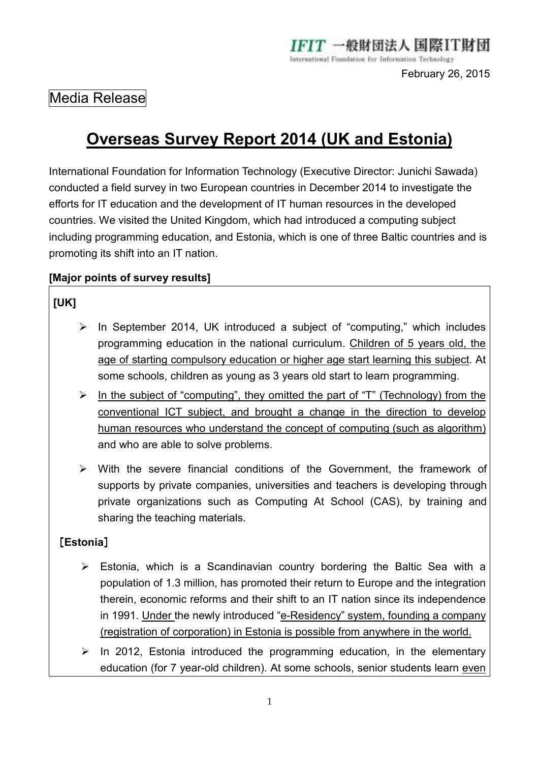IFIT 一般財団法人 国際IT財団
International Foundation for Information Technology

February 26, 2015

Media Release

# Overseas Survey Report 2014 (UK and Estonia)

International Foundation for Information Technology (Executive Director: Junichi Sawada) conducted a field survey in two European countries in December 2014 to investigate the efforts for IT education and the development of IT human resources in the developed countries. We visited the United Kingdom, which had introduced a computing subject including programming education, and Estonia, which is one of three Baltic countries and is promoting its shift into an IT nation.

**[Major points of survey results]**

**[UK]**

- In September 2014, UK introduced a subject of "computing," which includes programming education in the national curriculum. Children of 5 years old, the age of starting compulsory education or higher age start learning this subject. At some schools, children as young as 3 years old start to learn programming.
- In the subject of "computing", they omitted the part of "T" (Technology) from the conventional ICT subject, and brought a change in the direction to develop human resources who understand the concept of computing (such as algorithm) and who are able to solve problems.
- With the severe financial conditions of the Government, the framework of supports by private companies, universities and teachers is developing through private organizations such as Computing At School (CAS), by training and sharing the teaching materials.

**［Estonia］**

- Estonia, which is a Scandinavian country bordering the Baltic Sea with a population of 1.3 million, has promoted their return to Europe and the integration therein, economic reforms and their shift to an IT nation since its independence in 1991. Under the newly introduced "e-Residency" system, founding a company (registration of corporation) in Estonia is possible from anywhere in the world.
- In 2012, Estonia introduced the programming education, in the elementary education (for 7 year-old children). At some schools, senior students learn even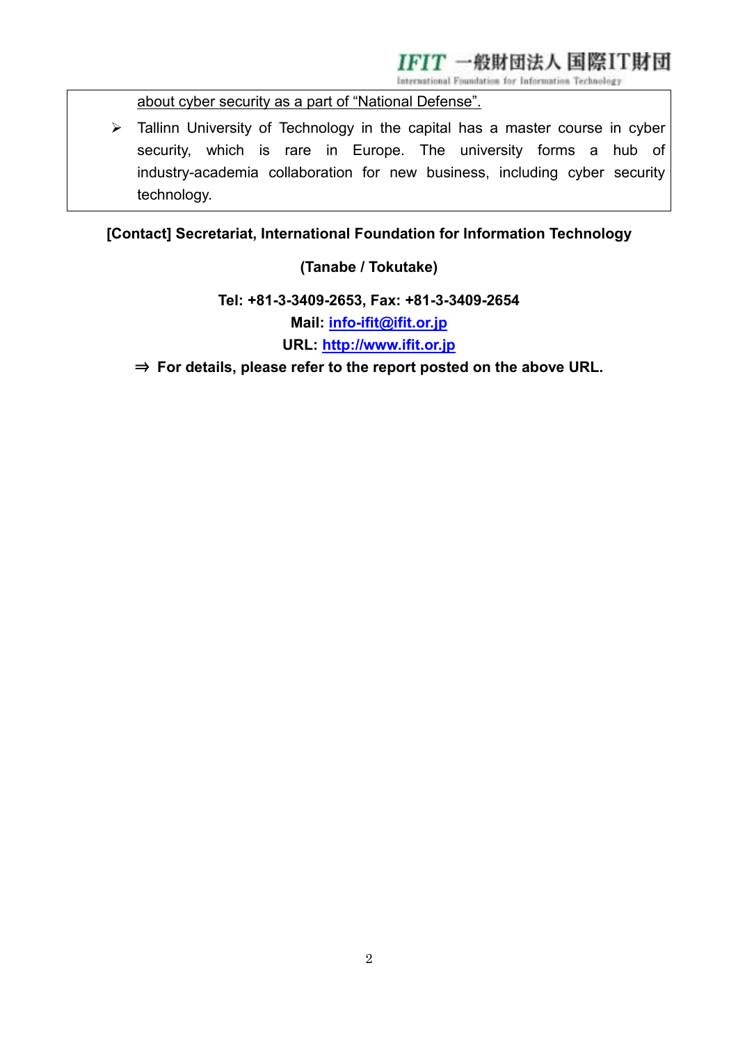about cyber security as a part of "National Defense".

- Tallinn University of Technology in the capital has a master course in cyber security, which is rare in Europe. The university forms a hub of industry-academia collaboration for new business, including cyber security technology.

**[Contact] Secretariat, International Foundation for Information Technology**

**(Tanabe / Tokutake)**

**Tel: +81-3-3409-2653, Fax: +81-3-3409-2654**

**Mail: info-ifit@ifit.or.jp**

**URL: http://www.ifit.or.jp**

**⇒ For details, please refer to the report posted on the above URL.**